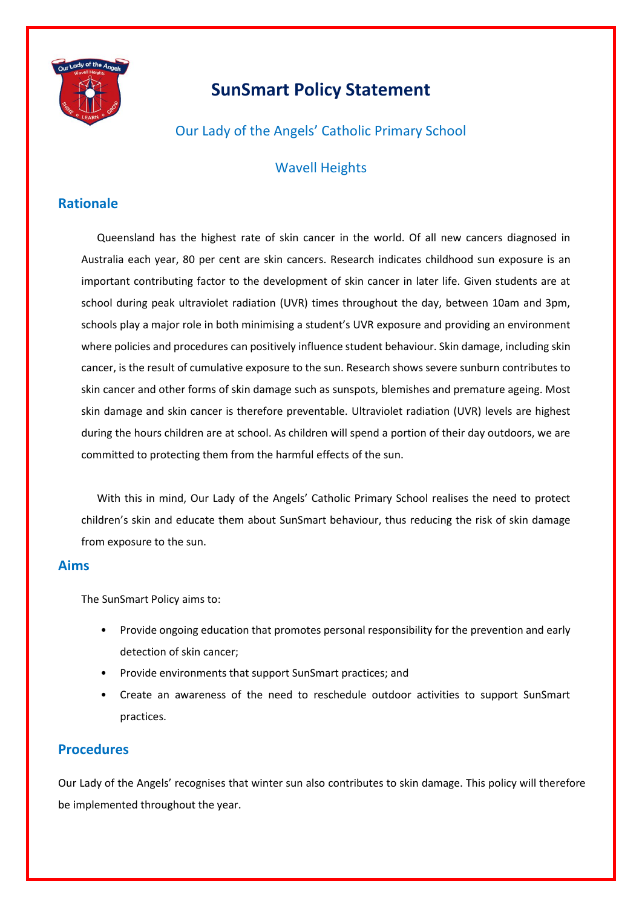# SunSmart Policy Statement

Our Lady of the Angels' Catholic Primary School

Wavell Heights

## Rationale

Queensland has the highest rate of skin cancer in the world. Of all new cancers diagnosed in Australia each year, 80 per cent are skin cancers. Research indicates childhood sun exposure is an important contributing factor to the development of skin cancer in later life. Given students are at school during peak ultraviolet radiation (UVR) times throughout the day, between 10am and 3pm, schools play a major role in both minimising a student's UVR exposure and providing an environment where policies and procedures can positively influence student behaviour. Skin damage, including skin cancer, is the result of cumulative exposure to the sun. Research shows severe sunburn contributes to skin cancer and other forms of skin damage such as sunspots, blemishes and premature ageing. Most skin damage and skin cancer is therefore preventable. Ultraviolet radiation (UVR) levels are highest during the hours children are at school. As children will spend a portion of their day outdoors, we are committed to protecting them from the harmful effects of the sun.

With this in mind, Our Lady of the Angels' Catholic Primary School realises the need to protect children's skin and educate them about SunSmart behaviour, thus reducing the risk of skin damage from exposure to the sun.

## Aims

The SunSmart Policy aims to:

- Provide ongoing education that promotes personal responsibility for the prevention and early detection of skin cancer;
- Provide environments that support SunSmart practices; and
- Create an awareness of the need to reschedule outdoor activities to support SunSmart practices.

## Procedures

Our Lady of the Angels' recognises that winter sun also contributes to skin damage. This policy will therefore be implemented throughout the year.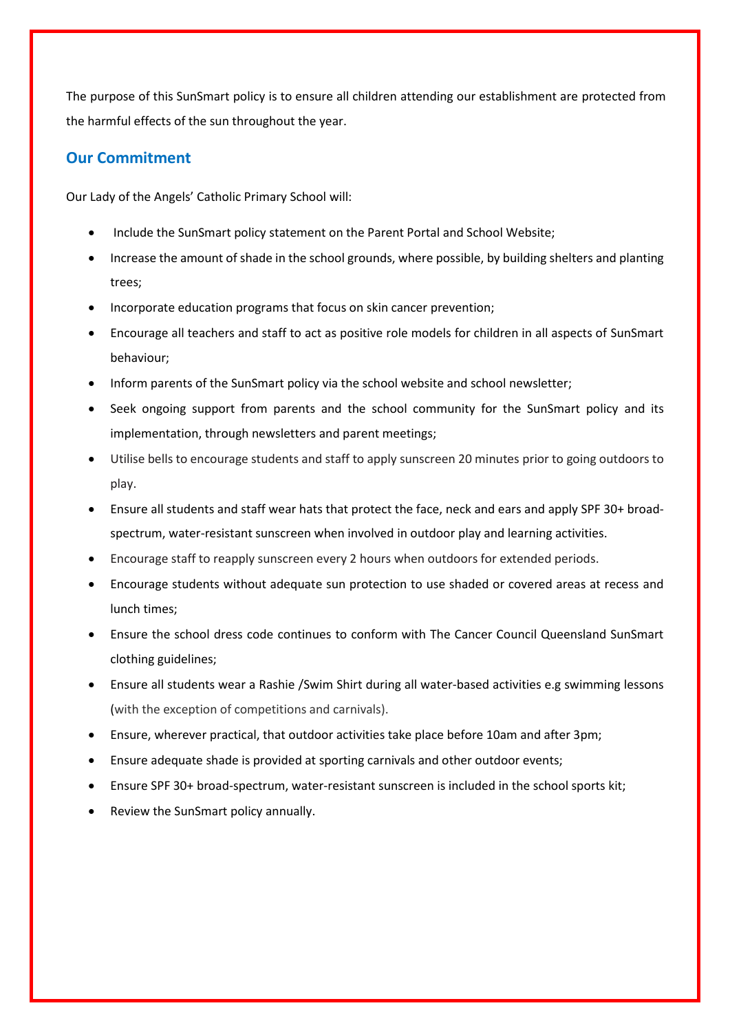The purpose of this SunSmart policy is to ensure all children attending our establishment are protected from the harmful effects of the sun throughout the year.

## Our Commitment

Our Lady of the Angels' Catholic Primary School will:

- Include the SunSmart policy statement on the Parent Portal and School Website;
- Increase the amount of shade in the school grounds, where possible, by building shelters and planting trees;
- Incorporate education programs that focus on skin cancer prevention;
- Encourage all teachers and staff to act as positive role models for children in all aspects of SunSmart behaviour;
- Inform parents of the SunSmart policy via the school website and school newsletter;
- Seek ongoing support from parents and the school community for the SunSmart policy and its implementation, through newsletters and parent meetings;
- Utilise bells to encourage students and staff to apply sunscreen 20 minutes prior to going outdoors to play.
- Ensure all students and staff wear hats that protect the face, neck and ears and apply SPF 30+ broad-spectrum, water-resistant sunscreen when involved in outdoor play and learning activities.
- Encourage staff to reapply sunscreen every 2 hours when outdoors for extended periods.
- Encourage students without adequate sun protection to use shaded or covered areas at recess and lunch times;
- Ensure the school dress code continues to conform with The Cancer Council Queensland SunSmart clothing guidelines;
- Ensure all students wear a Rashie /Swim Shirt during all water-based activities e.g swimming lessons (with the exception of competitions and carnivals).
- Ensure, wherever practical, that outdoor activities take place before 10am and after 3pm;
- Ensure adequate shade is provided at sporting carnivals and other outdoor events;
- Ensure SPF 30+ broad-spectrum, water-resistant sunscreen is included in the school sports kit;
- Review the SunSmart policy annually.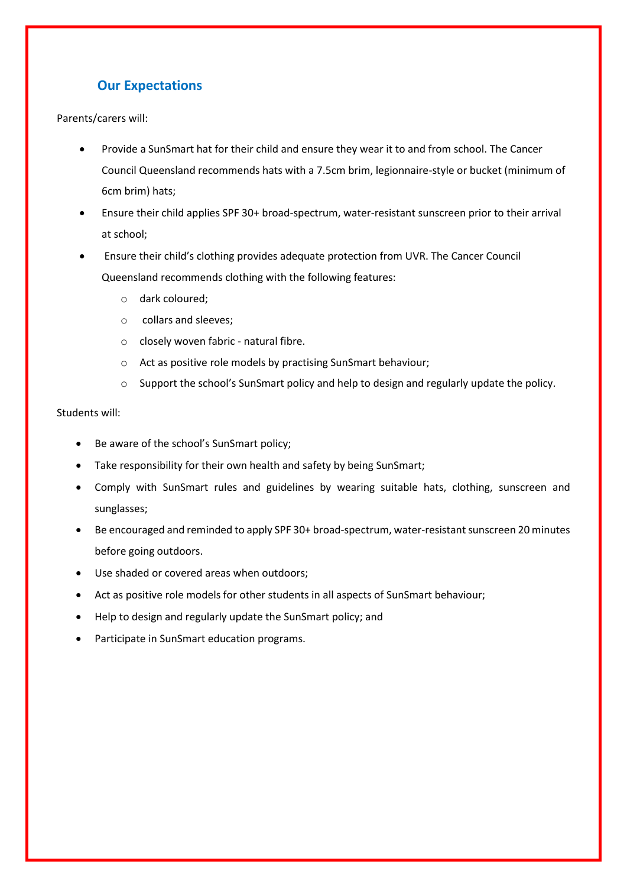## Our Expectations

Parents/carers will:

- Provide a SunSmart hat for their child and ensure they wear it to and from school. The Cancer Council Queensland recommends hats with a 7.5cm brim, legionnaire-style or bucket (minimum of 6cm brim) hats;
- Ensure their child applies SPF 30+ broad-spectrum, water-resistant sunscreen prior to their arrival at school;
- Ensure their child's clothing provides adequate protection from UVR. The Cancer Council Queensland recommends clothing with the following features:
  - dark coloured;
  - collars and sleeves;
  - closely woven fabric - natural fibre.
  - Act as positive role models by practising SunSmart behaviour;
  - Support the school's SunSmart policy and help to design and regularly update the policy.

Students will:

- Be aware of the school's SunSmart policy;
- Take responsibility for their own health and safety by being SunSmart;
- Comply with SunSmart rules and guidelines by wearing suitable hats, clothing, sunscreen and sunglasses;
- Be encouraged and reminded to apply SPF 30+ broad-spectrum, water-resistant sunscreen 20 minutes before going outdoors.
- Use shaded or covered areas when outdoors;
- Act as positive role models for other students in all aspects of SunSmart behaviour;
- Help to design and regularly update the SunSmart policy; and
- Participate in SunSmart education programs.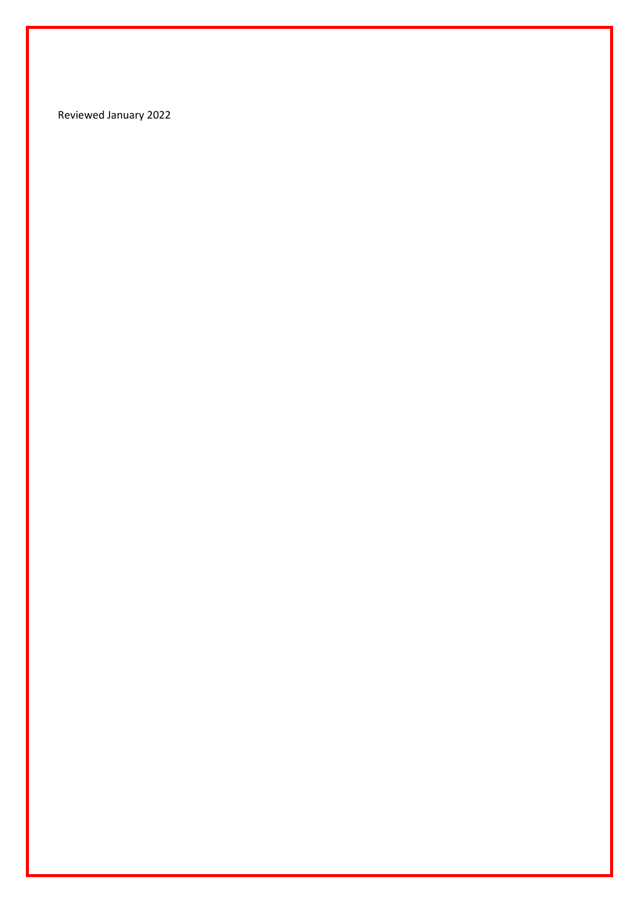Reviewed January 2022